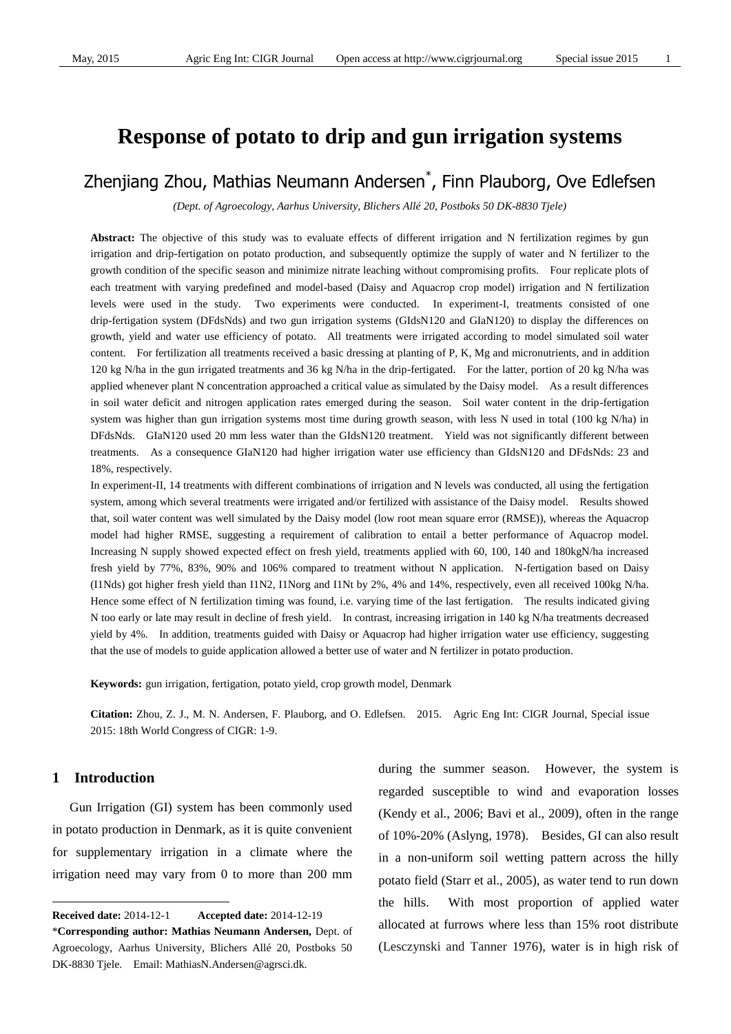# Response of potato to drip and gun irrigation systems

## Zhenjiang Zhou, Mathias Neumann Andersen*, Finn Plauborg, Ove Edlefsen

*(Dept. of Agroecology, Aarhus University, Blichers Allé 20, Postboks 50 DK-8830 Tjele)*

**Abstract:** The objective of this study was to evaluate effects of different irrigation and N fertilization regimes by gun irrigation and drip-fertigation on potato production, and subsequently optimize the supply of water and N fertilizer to the growth condition of the specific season and minimize nitrate leaching without compromising profits. Four replicate plots of each treatment with varying predefined and model-based (Daisy and Aquacrop crop model) irrigation and N fertilization levels were used in the study. Two experiments were conducted. In experiment-I, treatments consisted of one drip-fertigation system (DFdsNds) and two gun irrigation systems (GIdsN120 and GIaN120) to display the differences on growth, yield and water use efficiency of potato. All treatments were irrigated according to model simulated soil water content. For fertilization all treatments received a basic dressing at planting of P, K, Mg and micronutrients, and in addition 120 kg N/ha in the gun irrigated treatments and 36 kg N/ha in the drip-fertigated. For the latter, portion of 20 kg N/ha was applied whenever plant N concentration approached a critical value as simulated by the Daisy model. As a result differences in soil water deficit and nitrogen application rates emerged during the season. Soil water content in the drip-fertigation system was higher than gun irrigation systems most time during growth season, with less N used in total (100 kg N/ha) in DFdsNds. GIaN120 used 20 mm less water than the GIdsN120 treatment. Yield was not significantly different between treatments. As a consequence GIaN120 had higher irrigation water use efficiency than GIdsN120 and DFdsNds: 23 and 18%, respectively.

In experiment-II, 14 treatments with different combinations of irrigation and N levels was conducted, all using the fertigation system, among which several treatments were irrigated and/or fertilized with assistance of the Daisy model. Results showed that, soil water content was well simulated by the Daisy model (low root mean square error (RMSE)), whereas the Aquacrop model had higher RMSE, suggesting a requirement of calibration to entail a better performance of Aquacrop model. Increasing N supply showed expected effect on fresh yield, treatments applied with 60, 100, 140 and 180kgN/ha increased fresh yield by 77%, 83%, 90% and 106% compared to treatment without N application. N-fertigation based on Daisy (I1Nds) got higher fresh yield than I1N2, I1Norg and I1Nt by 2%, 4% and 14%, respectively, even all received 100kg N/ha. Hence some effect of N fertilization timing was found, i.e. varying time of the last fertigation. The results indicated giving N too early or late may result in decline of fresh yield. In contrast, increasing irrigation in 140 kg N/ha treatments decreased yield by 4%. In addition, treatments guided with Daisy or Aquacrop had higher irrigation water use efficiency, suggesting that the use of models to guide application allowed a better use of water and N fertilizer in potato production.

**Keywords:** gun irrigation, fertigation, potato yield, crop growth model, Denmark

**Citation:** Zhou, Z. J., M. N. Andersen, F. Plauborg, and O. Edlefsen. 2015. Agric Eng Int: CIGR Journal, Special issue 2015: 18th World Congress of CIGR: 1-9.

## 1 Introduction

Gun Irrigation (GI) system has been commonly used in potato production in Denmark, as it is quite convenient for supplementary irrigation in a climate where the irrigation need may vary from 0 to more than 200 mm during the summer season. However, the system is regarded susceptible to wind and evaporation losses (Kendy et al., 2006; Bavi et al., 2009), often in the range of 10%-20% (Aslyng, 1978). Besides, GI can also result in a non-uniform soil wetting pattern across the hilly potato field (Starr et al., 2005), as water tend to run down the hills. With most proportion of applied water allocated at furrows where less than 15% root distribute (Lesczynski and Tanner 1976), water is in high risk of

---

**Received date:** 2014-12-1 **Accepted date:** 2014-12-19

***Corresponding author: Mathias Neumann Andersen,** Dept. of Agroecology, Aarhus University, Blichers Allé 20, Postboks 50 DK-8830 Tjele. Email: MathiasN.Andersen@agrsci.dk.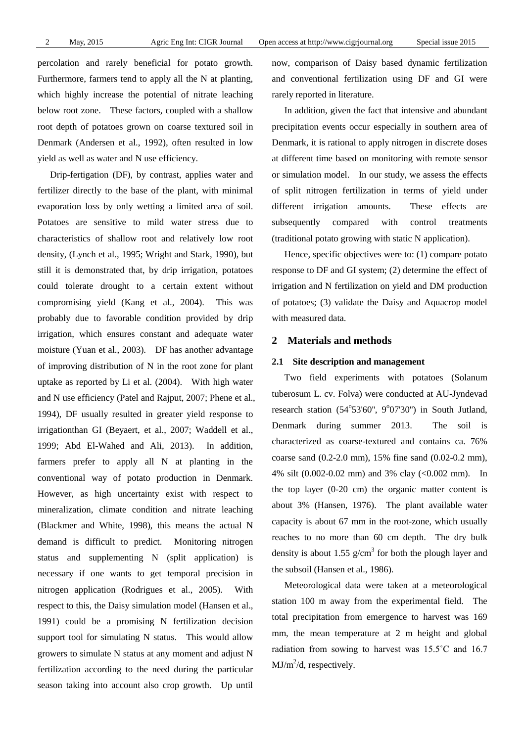percolation and rarely beneficial for potato growth. Furthermore, farmers tend to apply all the N at planting, which highly increase the potential of nitrate leaching below root zone. These factors, coupled with a shallow root depth of potatoes grown on coarse textured soil in Denmark (Andersen et al., 1992), often resulted in low yield as well as water and N use efficiency.

Drip-fertigation (DF), by contrast, applies water and fertilizer directly to the base of the plant, with minimal evaporation loss by only wetting a limited area of soil. Potatoes are sensitive to mild water stress due to characteristics of shallow root and relatively low root density, (Lynch et al., 1995; Wright and Stark, 1990), but still it is demonstrated that, by drip irrigation, potatoes could tolerate drought to a certain extent without compromising yield (Kang et al., 2004). This was probably due to favorable condition provided by drip irrigation, which ensures constant and adequate water moisture (Yuan et al., 2003). DF has another advantage of improving distribution of N in the root zone for plant uptake as reported by Li et al. (2004). With high water and N use efficiency (Patel and Rajput, 2007; Phene et al., 1994), DF usually resulted in greater yield response to irrigationthan GI (Beyaert, et al., 2007; Waddell et al., 1999; Abd El-Wahed and Ali, 2013). In addition, farmers prefer to apply all N at planting in the conventional way of potato production in Denmark. However, as high uncertainty exist with respect to mineralization, climate condition and nitrate leaching (Blackmer and White, 1998), this means the actual N demand is difficult to predict. Monitoring nitrogen status and supplementing N (split application) is necessary if one wants to get temporal precision in nitrogen application (Rodrigues et al., 2005). With respect to this, the Daisy simulation model (Hansen et al., 1991) could be a promising N fertilization decision support tool for simulating N status. This would allow growers to simulate N status at any moment and adjust N fertilization according to the need during the particular season taking into account also crop growth. Up until now, comparison of Daisy based dynamic fertilization and conventional fertilization using DF and GI were rarely reported in literature.

In addition, given the fact that intensive and abundant precipitation events occur especially in southern area of Denmark, it is rational to apply nitrogen in discrete doses at different time based on monitoring with remote sensor or simulation model. In our study, we assess the effects of split nitrogen fertilization in terms of yield under different irrigation amounts. These effects are subsequently compared with control treatments (traditional potato growing with static N application).

Hence, specific objectives were to: (1) compare potato response to DF and GI system; (2) determine the effect of irrigation and N fertilization on yield and DM production of potatoes; (3) validate the Daisy and Aquacrop model with measured data.

## 2 Materials and methods

### 2.1 Site description and management

Two field experiments with potatoes (Solanum tuberosum L. cv. Folva) were conducted at AU-Jyndevad research station (54°53'60'', 9°07'30'') in South Jutland, Denmark during summer 2013. The soil is characterized as coarse-textured and contains ca. 76% coarse sand (0.2-2.0 mm), 15% fine sand (0.02-0.2 mm), 4% silt (0.002-0.02 mm) and 3% clay (<0.002 mm). In the top layer (0-20 cm) the organic matter content is about 3% (Hansen, 1976). The plant available water capacity is about 67 mm in the root-zone, which usually reaches to no more than 60 cm depth. The dry bulk density is about 1.55 $g/cm^3$ for both the plough layer and the subsoil (Hansen et al., 1986).

Meteorological data were taken at a meteorological station 100 m away from the experimental field. The total precipitation from emergence to harvest was 169 mm, the mean temperature at 2 m height and global radiation from sowing to harvest was 15.5˚C and 16.7 $MJ/m^2/d$, respectively.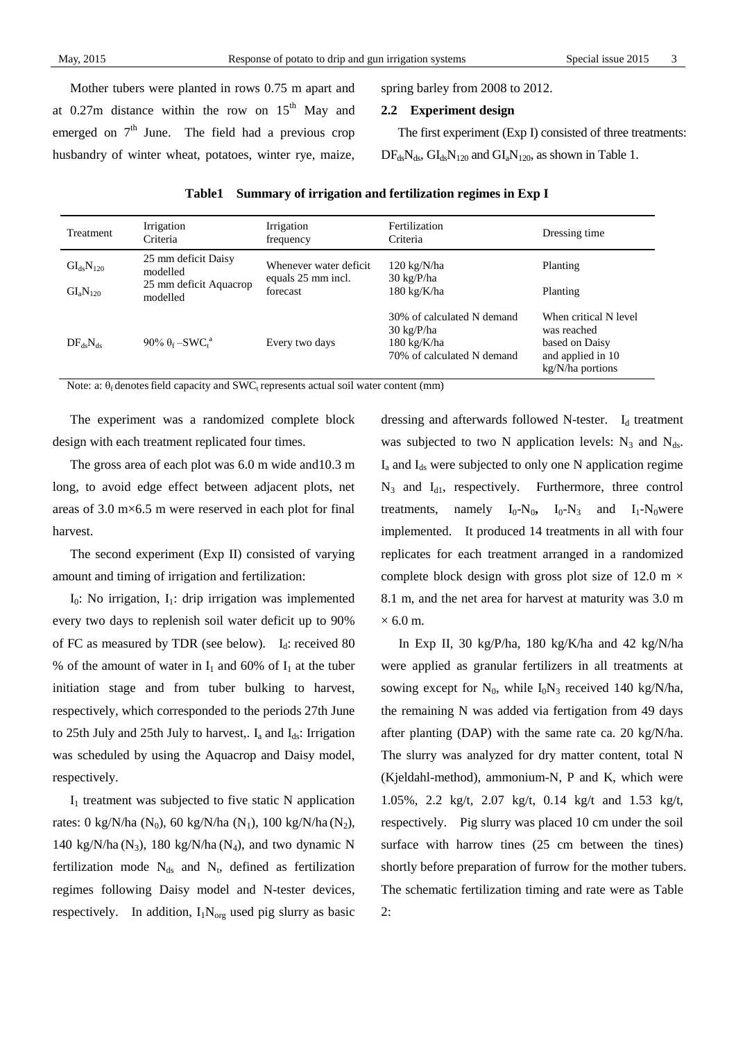Mother tubers were planted in rows 0.75 m apart and at 0.27m distance within the row on 15th May and emerged on 7th June. The field had a previous crop husbandry of winter wheat, potatoes, winter rye, maize, spring barley from 2008 to 2012.

## 2.2 Experiment design

The first experiment (Exp I) consisted of three treatments: $DF_{ds}N_{ds}$, $GI_{ds}N_{120}$ and $GI_aN_{120}$, as shown in Table 1.

**Table1 Summary of irrigation and fertilization regimes in Exp I**

| Treatment | Irrigation Criteria | Irrigation frequency | Fertilization Criteria | Dressing time |
|---|---|---|---|---|
| $GI_{ds}N_{120}$ | 25 mm deficit Daisy modelled | Whenever water deficit equals 25 mm incl. forecast | 120 kg/N/ha<br>30 kg/P/ha | Planting |
| $GI_aN_{120}$ | 25 mm deficit Aquacrop modelled | | 180 kg/K/ha | Planting |
| $DF_{ds}N_{ds}$ | 90% $\theta_f$ –$SWC_t$[a] | Every two days | 30% of calculated N demand<br>30 kg/P/ha<br>180 kg/K/ha<br>70% of calculated N demand | When critical N level was reached based on Daisy and applied in 10 kg/N/ha portions |

Note: a: $\theta_f$ denotes field capacity and $SWC_t$ represents actual soil water content (mm)

The experiment was a randomized complete block design with each treatment replicated four times.

The gross area of each plot was 6.0 m wide and10.3 m long, to avoid edge effect between adjacent plots, net areas of 3.0 m×6.5 m were reserved in each plot for final harvest.

The second experiment (Exp II) consisted of varying amount and timing of irrigation and fertilization:

$I_0$: No irrigation, $I_1$: drip irrigation was implemented every two days to replenish soil water deficit up to 90% of FC as measured by TDR (see below). $I_d$: received 80 % of the amount of water in $I_1$ and 60% of $I_1$ at the tuber initiation stage and from tuber bulking to harvest, respectively, which corresponded to the periods 27th June to 25th July and 25th July to harvest,. $I_a$ and $I_{ds}$: Irrigation was scheduled by using the Aquacrop and Daisy model, respectively.

$I_1$ treatment was subjected to five static N application rates: 0 kg/N/ha ($N_0$), 60 kg/N/ha ($N_1$), 100 kg/N/ha ($N_2$), 140 kg/N/ha ($N_3$), 180 kg/N/ha ($N_4$), and two dynamic N fertilization mode $N_{ds}$ and $N_t$, defined as fertilization regimes following Daisy model and N-tester devices, respectively. In addition, $I_1N_{org}$ used pig slurry as basic dressing and afterwards followed N-tester. $I_d$ treatment was subjected to two N application levels: $N_3$ and $N_{ds}$. $I_a$ and $I_{ds}$ were subjected to only one N application regime $N_3$ and $I_{d1}$, respectively. Furthermore, three control treatments, namely $I_0$-$N_0$, $I_0$-$N_3$ and $I_1$-$N_0$were implemented. It produced 14 treatments in all with four replicates for each treatment arranged in a randomized complete block design with gross plot size of 12.0 m × 8.1 m, and the net area for harvest at maturity was 3.0 m × 6.0 m.

In Exp II, 30 kg/P/ha, 180 kg/K/ha and 42 kg/N/ha were applied as granular fertilizers in all treatments at sowing except for $N_0$, while $I_0N_3$ received 140 kg/N/ha, the remaining N was added via fertigation from 49 days after planting (DAP) with the same rate ca. 20 kg/N/ha. The slurry was analyzed for dry matter content, total N (Kjeldahl-method), ammonium-N, P and K, which were 1.05%, 2.2 kg/t, 2.07 kg/t, 0.14 kg/t and 1.53 kg/t, respectively. Pig slurry was placed 10 cm under the soil surface with harrow tines (25 cm between the tines) shortly before preparation of furrow for the mother tubers. The schematic fertilization timing and rate were as Table 2: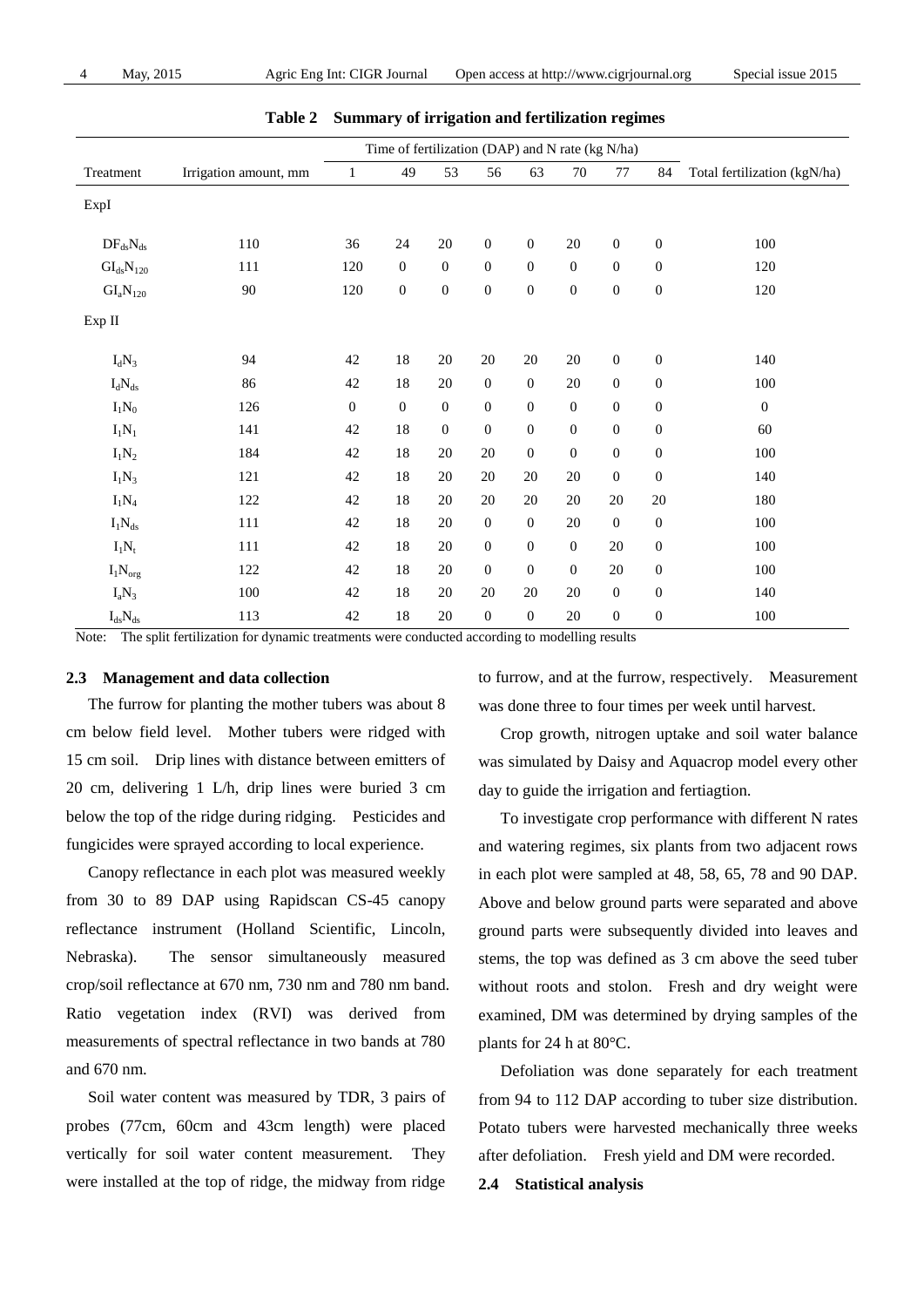**Table 2 Summary of irrigation and fertilization regimes**

| Treatment | Irrigation amount, mm | Time of fertilization (DAP) and N rate (kg N/ha) | | | | | | | | Total fertilization (kgN/ha) |
|---|---|---|---|---|---|---|---|---|---|---|
| | | 1 | 49 | 53 | 56 | 63 | 70 | 77 | 84 | |
| ExpI | | | | | | | | | | |
| $DF_{ds}N_{ds}$ | 110 | 36 | 24 | 20 | 0 | 0 | 20 | 0 | 0 | 100 |
| $GI_{ds}N_{120}$ | 111 | 120 | 0 | 0 | 0 | 0 | 0 | 0 | 0 | 120 |
| $GI_{a}N_{120}$ | 90 | 120 | 0 | 0 | 0 | 0 | 0 | 0 | 0 | 120 |
| Exp II | | | | | | | | | | |
| $I_dN_3$ | 94 | 42 | 18 | 20 | 20 | 20 | 20 | 0 | 0 | 140 |
| $I_dN_{ds}$ | 86 | 42 | 18 | 20 | 0 | 0 | 20 | 0 | 0 | 100 |
| $I_1N_0$ | 126 | 0 | 0 | 0 | 0 | 0 | 0 | 0 | 0 | 0 |
| $I_1N_1$ | 141 | 42 | 18 | 0 | 0 | 0 | 0 | 0 | 0 | 60 |
| $I_1N_2$ | 184 | 42 | 18 | 20 | 20 | 0 | 0 | 0 | 0 | 100 |
| $I_1N_3$ | 121 | 42 | 18 | 20 | 20 | 20 | 20 | 0 | 0 | 140 |
| $I_1N_4$ | 122 | 42 | 18 | 20 | 20 | 20 | 20 | 20 | 20 | 180 |
| $I_1N_{ds}$ | 111 | 42 | 18 | 20 | 0 | 0 | 20 | 0 | 0 | 100 |
| $I_1N_t$ | 111 | 42 | 18 | 20 | 0 | 0 | 0 | 20 | 0 | 100 |
| $I_1N_{org}$ | 122 | 42 | 18 | 20 | 0 | 0 | 0 | 20 | 0 | 100 |
| $I_aN_3$ | 100 | 42 | 18 | 20 | 20 | 20 | 20 | 0 | 0 | 140 |
| $I_{ds}N_{ds}$ | 113 | 42 | 18 | 20 | 0 | 0 | 20 | 0 | 0 | 100 |

Note: The split fertilization for dynamic treatments were conducted according to modelling results

### 2.3 Management and data collection

The furrow for planting the mother tubers was about 8 cm below field level. Mother tubers were ridged with 15 cm soil. Drip lines with distance between emitters of 20 cm, delivering 1 L/h, drip lines were buried 3 cm below the top of the ridge during ridging. Pesticides and fungicides were sprayed according to local experience.

Canopy reflectance in each plot was measured weekly from 30 to 89 DAP using Rapidscan CS-45 canopy reflectance instrument (Holland Scientific, Lincoln, Nebraska). The sensor simultaneously measured crop/soil reflectance at 670 nm, 730 nm and 780 nm band. Ratio vegetation index (RVI) was derived from measurements of spectral reflectance in two bands at 780 and 670 nm.

Soil water content was measured by TDR, 3 pairs of probes (77cm, 60cm and 43cm length) were placed vertically for soil water content measurement. They were installed at the top of ridge, the midway from ridge to furrow, and at the furrow, respectively. Measurement was done three to four times per week until harvest.

Crop growth, nitrogen uptake and soil water balance was simulated by Daisy and Aquacrop model every other day to guide the irrigation and fertiagtion.

To investigate crop performance with different N rates and watering regimes, six plants from two adjacent rows in each plot were sampled at 48, 58, 65, 78 and 90 DAP. Above and below ground parts were separated and above ground parts were subsequently divided into leaves and stems, the top was defined as 3 cm above the seed tuber without roots and stolon. Fresh and dry weight were examined, DM was determined by drying samples of the plants for 24 h at 80°C.

Defoliation was done separately for each treatment from 94 to 112 DAP according to tuber size distribution. Potato tubers were harvested mechanically three weeks after defoliation. Fresh yield and DM were recorded.

### 2.4 Statistical analysis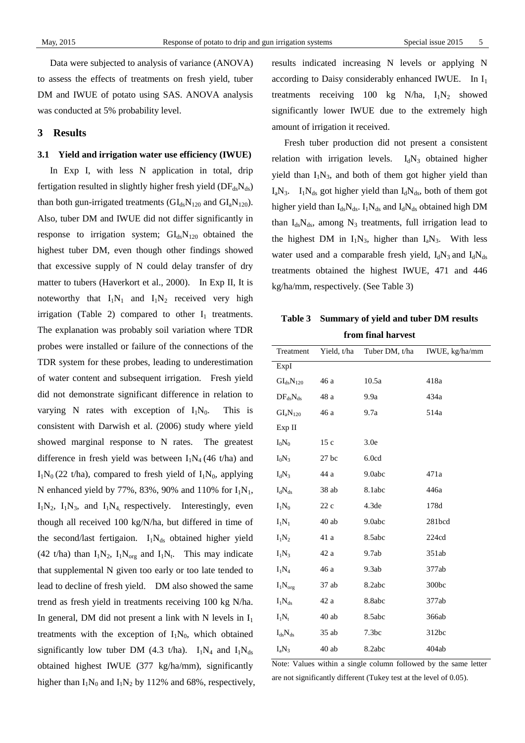Data were subjected to analysis of variance (ANOVA) to assess the effects of treatments on fresh yield, tuber DM and IWUE of potato using SAS. ANOVA analysis was conducted at 5% probability level.

## 3 Results

### 3.1 Yield and irrigation water use efficiency (IWUE)

In Exp I, with less N application in total, drip fertigation resulted in slightly higher fresh yield ($DF_{ds}N_{ds}$) than both gun-irrigated treatments ($GI_{ds}N_{120}$ and $GI_aN_{120}$). Also, tuber DM and IWUE did not differ significantly in response to irrigation system; $GI_{ds}N_{120}$ obtained the highest tuber DM, even though other findings showed that excessive supply of N could delay transfer of dry matter to tubers (Haverkort et al., 2000). In Exp II, It is noteworthy that $I_1N_1$ and $I_1N_2$ received very high irrigation (Table 2) compared to other $I_1$ treatments. The explanation was probably soil variation where TDR probes were installed or failure of the connections of the TDR system for these probes, leading to underestimation of water content and subsequent irrigation. Fresh yield did not demonstrate significant difference in relation to varying N rates with exception of $I_1N_0$. This is consistent with Darwish et al. (2006) study where yield showed marginal response to N rates. The greatest difference in fresh yield was between $I_1N_4$ (46 t/ha) and $I_1N_0$ (22 t/ha), compared to fresh yield of $I_1N_0$, applying N enhanced yield by 77%, 83%, 90% and 110% for $I_1N_1$, $I_1N_2$, $I_1N_3$, and $I_1N_4$, respectively. Interestingly, even though all received 100 kg/N/ha, but differed in time of the second/last fertigaion. $I_1N_{ds}$ obtained higher yield (42 t/ha) than $I_1N_2$, $I_1N_{org}$ and $I_1N_t$. This may indicate that supplemental N given too early or too late tended to lead to decline of fresh yield. DM also showed the same trend as fresh yield in treatments receiving 100 kg N/ha. In general, DM did not present a link with N levels in $I_1$ treatments with the exception of $I_1N_0$, which obtained significantly low tuber DM (4.3 t/ha). $I_1N_4$ and $I_1N_{ds}$ obtained highest IWUE (377 kg/ha/mm), significantly higher than $I_1N_0$ and $I_1N_2$ by 112% and 68%, respectively, results indicated increasing N levels or applying N according to Daisy considerably enhanced IWUE. In $I_1$ treatments receiving 100 kg N/ha, $I_1N_2$ showed significantly lower IWUE due to the extremely high amount of irrigation it received.

Fresh tuber production did not present a consistent relation with irrigation levels. $I_dN_3$ obtained higher yield than $I_1N_3$, and both of them got higher yield than $I_aN_3$. $I_1N_{ds}$ got higher yield than $I_dN_{ds}$, both of them got higher yield than $I_{ds}N_{ds}$. $I_1N_{ds}$ and $I_dN_{ds}$ obtained high DM than $I_{ds}N_{ds}$, among $N_3$ treatments, full irrigation lead to the highest DM in $I_1N_3$, higher than $I_aN_3$. With less water used and a comparable fresh yield, $I_dN_3$ and $I_dN_{ds}$ treatments obtained the highest IWUE, 471 and 446 kg/ha/mm, respectively. (See Table 3)

**Table 3 Summary of yield and tuber DM results from final harvest**

| Treatment | Yield, t/ha | Tuber DM, t/ha | IWUE, kg/ha/mm |
|---|---|---|---|
| ExpI | | | |
| $GI_{ds}N_{120}$ | 46 a | 10.5a | 418a |
| $DF_{ds}N_{ds}$ | 48 a | 9.9a | 434a |
| $GI_aN_{120}$ | 46 a | 9.7a | 514a |
| Exp II | | | |
| $I_0N_0$ | 15 c | 3.0e | |
| $I_0N_3$ | 27 bc | 6.0cd | |
| $I_dN_3$ | 44 a | 9.0abc | 471a |
| $I_dN_{ds}$ | 38 ab | 8.1abc | 446a |
| $I_1N_0$ | 22 c | 4.3de | 178d |
| $I_1N_1$ | 40 ab | 9.0abc | 281bcd |
| $I_1N_2$ | 41 a | 8.5abc | 224cd |
| $I_1N_3$ | 42 a | 9.7ab | 351ab |
| $I_1N_4$ | 46 a | 9.3ab | 377ab |
| $I_1N_{org}$ | 37 ab | 8.2abc | 300bc |
| $I_1N_{ds}$ | 42 a | 8.8abc | 377ab |
| $I_1N_t$ | 40 ab | 8.5abc | 366ab |
| $I_{ds}N_{ds}$ | 35 ab | 7.3bc | 312bc |
| $I_aN_3$ | 40 ab | 8.2abc | 404ab |

Note: Values within a single column followed by the same letter are not significantly different (Tukey test at the level of 0.05).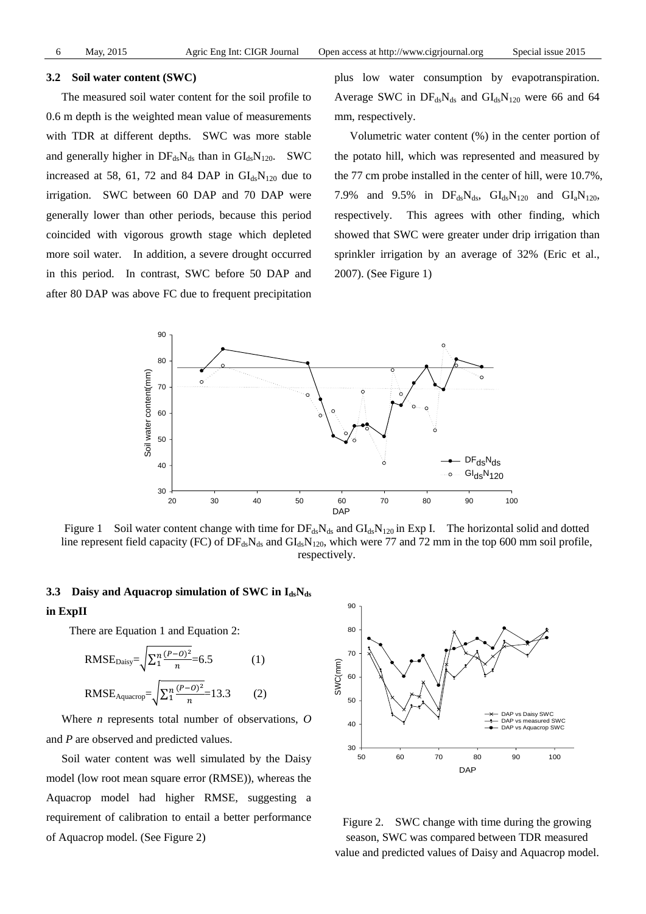### 3.2 Soil water content (SWC)

The measured soil water content for the soil profile to 0.6 m depth is the weighted mean value of measurements with TDR at different depths. SWC was more stable and generally higher in $DF_{ds}N_{ds}$ than in $GI_{ds}N_{120}$. SWC increased at 58, 61, 72 and 84 DAP in $GI_{ds}N_{120}$ due to irrigation. SWC between 60 DAP and 70 DAP were generally lower than other periods, because this period coincided with vigorous growth stage which depleted more soil water. In addition, a severe drought occurred in this period. In contrast, SWC before 50 DAP and after 80 DAP was above FC due to frequent precipitation plus low water consumption by evapotranspiration. Average SWC in $DF_{ds}N_{ds}$ and $GI_{ds}N_{120}$ were 66 and 64 mm, respectively.

Volumetric water content (%) in the center portion of the potato hill, which was represented and measured by the 77 cm probe installed in the center of hill, were 10.7%, 7.9% and 9.5% in $DF_{ds}N_{ds}$, $GI_{ds}N_{120}$ and $GI_{a}N_{120}$, respectively. This agrees with other finding, which showed that SWC were greater under drip irrigation than sprinkler irrigation by an average of 32% (Eric et al., 2007). (See Figure 1)

Figure 1 Soil water content change with time for $DF_{ds}N_{ds}$ and $GI_{ds}N_{120}$ in Exp I. The horizontal solid and dotted line represent field capacity (FC) of $DF_{ds}N_{ds}$ and $GI_{ds}N_{120}$, which were 77 and 72 mm in the top 600 mm soil profile, respectively.

### 3.3 Daisy and Aquacrop simulation of SWC in $I_{ds}N_{ds}$ in ExpII

There are Equation 1 and Equation 2:

$$RMSE_{Daisy}=\sqrt{\sum_{1}^{n}\frac{(P-O)^2}{n}}=6.5 \qquad (1)$$

$$RMSE_{Aquacrop}=\sqrt{\sum_{1}^{n}\frac{(P-O)^2}{n}}=13.3 \qquad (2)$$

Where $n$ represents total number of observations, $O$ and $P$ are observed and predicted values.

Soil water content was well simulated by the Daisy model (low root mean square error (RMSE)), whereas the Aquacrop model had higher RMSE, suggesting a requirement of calibration to entail a better performance of Aquacrop model. (See Figure 2)

Figure 2. SWC change with time during the growing season, SWC was compared between TDR measured value and predicted values of Daisy and Aquacrop model.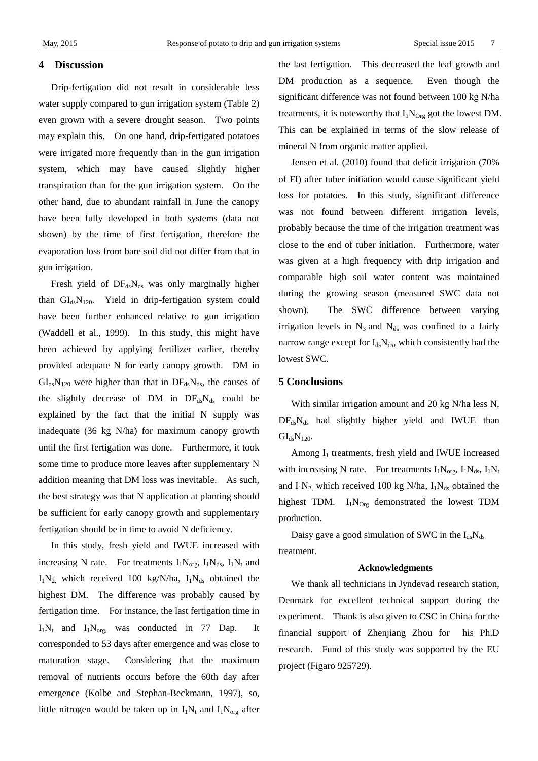## 4 Discussion

Drip-fertigation did not result in considerable less water supply compared to gun irrigation system (Table 2) even grown with a severe drought season. Two points may explain this. On one hand, drip-fertigated potatoes were irrigated more frequently than in the gun irrigation system, which may have caused slightly higher transpiration than for the gun irrigation system. On the other hand, due to abundant rainfall in June the canopy have been fully developed in both systems (data not shown) by the time of first fertigation, therefore the evaporation loss from bare soil did not differ from that in gun irrigation.

Fresh yield of $DF_{ds}N_{ds}$ was only marginally higher than $GI_{ds}N_{120}$. Yield in drip-fertigation system could have been further enhanced relative to gun irrigation (Waddell et al., 1999). In this study, this might have been achieved by applying fertilizer earlier, thereby provided adequate N for early canopy growth. DM in $GI_{ds}N_{120}$ were higher than that in $DF_{ds}N_{ds}$, the causes of the slightly decrease of DM in $DF_{ds}N_{ds}$ could be explained by the fact that the initial N supply was inadequate (36 kg N/ha) for maximum canopy growth until the first fertigation was done. Furthermore, it took some time to produce more leaves after supplementary N addition meaning that DM loss was inevitable. As such, the best strategy was that N application at planting should be sufficient for early canopy growth and supplementary fertigation should be in time to avoid N deficiency.

In this study, fresh yield and IWUE increased with increasing N rate. For treatments $I_1N_{org}$, $I_1N_{ds}$, $I_1N_t$ and $I_1N_2$, which received 100 kg/N/ha, $I_1N_{ds}$ obtained the highest DM. The difference was probably caused by fertigation time. For instance, the last fertigation time in $I_1N_t$ and $I_1N_{org}$, was conducted in 77 Dap. It corresponded to 53 days after emergence and was close to maturation stage. Considering that the maximum removal of nutrients occurs before the 60th day after emergence (Kolbe and Stephan-Beckmann, 1997), so, little nitrogen would be taken up in $I_1N_t$ and $I_1N_{org}$ after the last fertigation. This decreased the leaf growth and DM production as a sequence. Even though the significant difference was not found between 100 kg N/ha treatments, it is noteworthy that $I_1N_{Org}$ got the lowest DM. This can be explained in terms of the slow release of mineral N from organic matter applied.

Jensen et al. (2010) found that deficit irrigation (70% of FI) after tuber initiation would cause significant yield loss for potatoes. In this study, significant difference was not found between different irrigation levels, probably because the time of the irrigation treatment was close to the end of tuber initiation. Furthermore, water was given at a high frequency with drip irrigation and comparable high soil water content was maintained during the growing season (measured SWC data not shown). The SWC difference between varying irrigation levels in $N_3$ and $N_{ds}$ was confined to a fairly narrow range except for $I_{ds}N_{ds}$, which consistently had the lowest SWC.

## 5 Conclusions

With similar irrigation amount and 20 kg N/ha less N, $DF_{ds}N_{ds}$ had slightly higher yield and IWUE than $GI_{ds}N_{120}$.

Among $I_1$ treatments, fresh yield and IWUE increased with increasing N rate. For treatments $I_1N_{org}$, $I_1N_{ds}$, $I_1N_t$ and $I_1N_2$, which received 100 kg N/ha, $I_1N_{ds}$ obtained the highest TDM. $I_1N_{Org}$ demonstrated the lowest TDM production.

Daisy gave a good simulation of SWC in the $I_{ds}N_{ds}$ treatment.

### Acknowledgments

We thank all technicians in Jyndevad research station, Denmark for excellent technical support during the experiment. Thank is also given to CSC in China for the financial support of Zhenjiang Zhou for his Ph.D research. Fund of this study was supported by the EU project (Figaro 925729).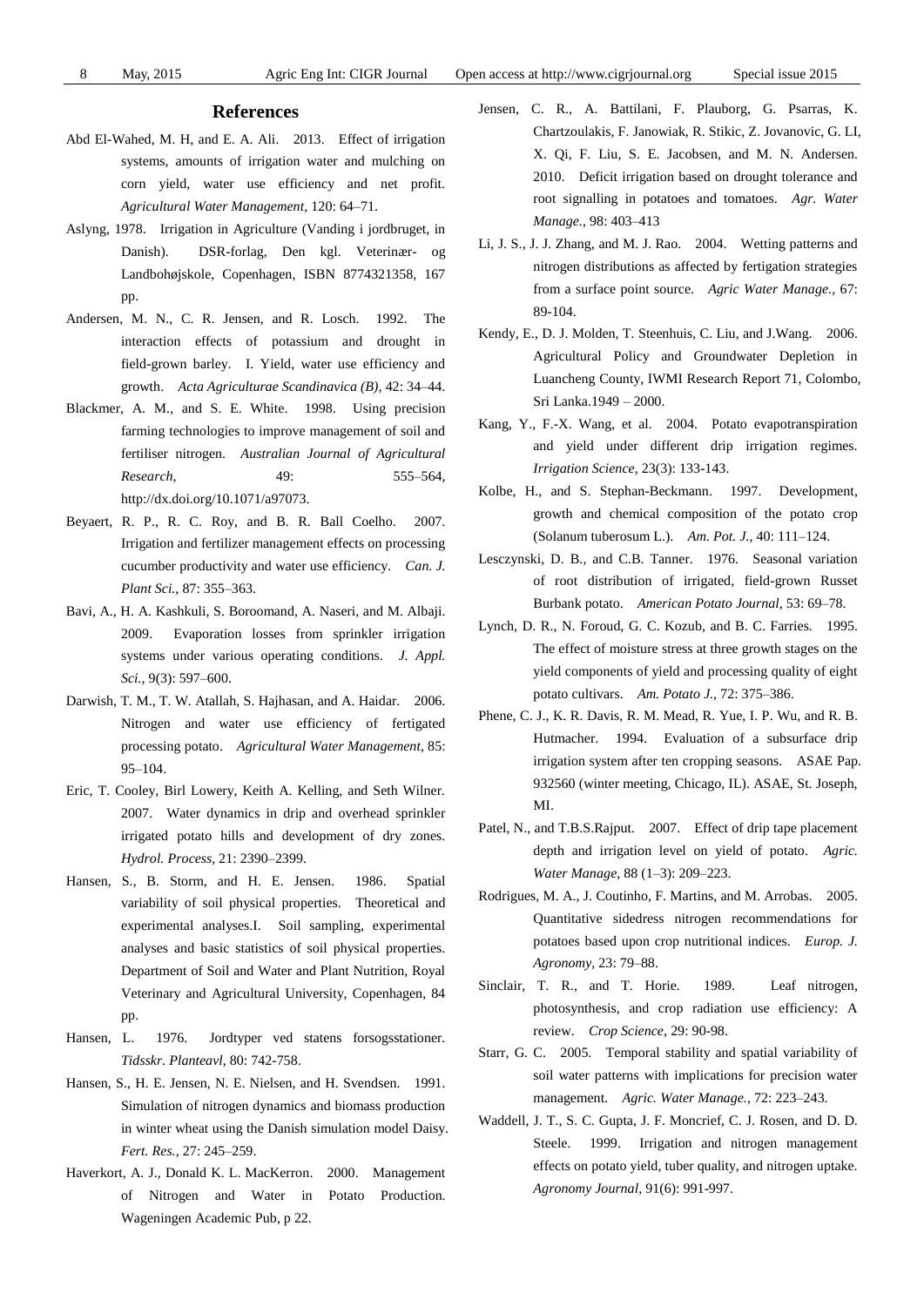## References

Abd El-Wahed, M. H, and E. A. Ali. 2013. Effect of irrigation systems, amounts of irrigation water and mulching on corn yield, water use efficiency and net profit. *Agricultural Water Management*, 120: 64–71.

Aslyng, 1978. Irrigation in Agriculture (Vanding i jordbruget, in Danish). DSR-forlag, Den kgl. Veterinær- og Landbohøjskole, Copenhagen, ISBN 8774321358, 167 pp.

Andersen, M. N., C. R. Jensen, and R. Losch. 1992. The interaction effects of potassium and drought in field-grown barley. I. Yield, water use efficiency and growth. *Acta Agriculturae Scandinavica (B)*, 42: 34–44.

Blackmer, A. M., and S. E. White. 1998. Using precision farming technologies to improve management of soil and fertiliser nitrogen. *Australian Journal of Agricultural Research,* 49: 555–564, http://dx.doi.org/10.1071/a97073.

Beyaert, R. P., R. C. Roy, and B. R. Ball Coelho. 2007. Irrigation and fertilizer management effects on processing cucumber productivity and water use efficiency. *Can. J. Plant Sci.*, 87: 355–363.

Bavi, A., H. A. Kashkuli, S. Boroomand, A. Naseri, and M. Albaji. 2009. Evaporation losses from sprinkler irrigation systems under various operating conditions. *J. Appl. Sci.*, 9(3): 597–600.

Darwish, T. M., T. W. Atallah, S. Hajhasan, and A. Haidar. 2006. Nitrogen and water use efficiency of fertigated processing potato. *Agricultural Water Management*, 85: 95–104.

Eric, T. Cooley, Birl Lowery, Keith A. Kelling, and Seth Wilner. 2007. Water dynamics in drip and overhead sprinkler irrigated potato hills and development of dry zones. *Hydrol. Process*, 21: 2390–2399.

Hansen, S., B. Storm, and H. E. Jensen. 1986. Spatial variability of soil physical properties. Theoretical and experimental analyses.I. Soil sampling, experimental analyses and basic statistics of soil physical properties. Department of Soil and Water and Plant Nutrition, Royal Veterinary and Agricultural University, Copenhagen, 84 pp.

Hansen, L. 1976. Jordtyper ved statens forsogsstationer. *Tidsskr. Planteavl*, 80: 742-758.

Hansen, S., H. E. Jensen, N. E. Nielsen, and H. Svendsen. 1991. Simulation of nitrogen dynamics and biomass production in winter wheat using the Danish simulation model Daisy. *Fert. Res.*, 27: 245–259.

Haverkort, A. J., Donald K. L. MacKerron. 2000. Management of Nitrogen and Water in Potato Production. Wageningen Academic Pub, p 22.

Jensen, C. R., A. Battilani, F. Plauborg, G. Psarras, K. Chartzoulakis, F. Janowiak, R. Stikic, Z. Jovanovic, G. LI, X. Qi, F. Liu, S. E. Jacobsen, and M. N. Andersen. 2010. Deficit irrigation based on drought tolerance and root signalling in potatoes and tomatoes. *Agr. Water Manage.*, 98: 403–413

Li, J. S., J. J. Zhang, and M. J. Rao. 2004. Wetting patterns and nitrogen distributions as affected by fertigation strategies from a surface point source. *Agric Water Manage.*, 67: 89-104.

Kendy, E., D. J. Molden, T. Steenhuis, C. Liu, and J.Wang. 2006. Agricultural Policy and Groundwater Depletion in Luancheng County, IWMI Research Report 71, Colombo, Sri Lanka.1949 – 2000.

Kang, Y., F.-X. Wang, et al. 2004. Potato evapotranspiration and yield under different drip irrigation regimes. *Irrigation Science*, 23(3): 133-143.

Kolbe, H., and S. Stephan-Beckmann. 1997. Development, growth and chemical composition of the potato crop (Solanum tuberosum L.). *Am. Pot. J.*, 40: 111–124.

Lesczynski, D. B., and C.B. Tanner. 1976. Seasonal variation of root distribution of irrigated, field-grown Russet Burbank potato. *American Potato Journal*, 53: 69–78.

Lynch, D. R., N. Foroud, G. C. Kozub, and B. C. Farries. 1995. The effect of moisture stress at three growth stages on the yield components of yield and processing quality of eight potato cultivars. *Am. Potato J.*, 72: 375–386.

Phene, C. J., K. R. Davis, R. M. Mead, R. Yue, I. P. Wu, and R. B. Hutmacher. 1994. Evaluation of a subsurface drip irrigation system after ten cropping seasons. ASAE Pap. 932560 (winter meeting, Chicago, IL). ASAE, St. Joseph, MI.

Patel, N., and T.B.S.Rajput. 2007. Effect of drip tape placement depth and irrigation level on yield of potato. *Agric. Water Manage*, 88 (1–3): 209–223.

Rodrigues, M. A., J. Coutinho, F. Martins, and M. Arrobas. 2005. Quantitative sidedress nitrogen recommendations for potatoes based upon crop nutritional indices. *Europ. J. Agronomy*, 23: 79–88.

Sinclair, T. R., and T. Horie. 1989. Leaf nitrogen, photosynthesis, and crop radiation use efficiency: A review. *Crop Science*, 29: 90-98.

Starr, G. C. 2005. Temporal stability and spatial variability of soil water patterns with implications for precision water management. *Agric. Water Manage.*, 72: 223–243.

Waddell, J. T., S. C. Gupta, J. F. Moncrief, C. J. Rosen, and D. D. Steele. 1999. Irrigation and nitrogen management effects on potato yield, tuber quality, and nitrogen uptake. *Agronomy Journal*, 91(6): 991-997.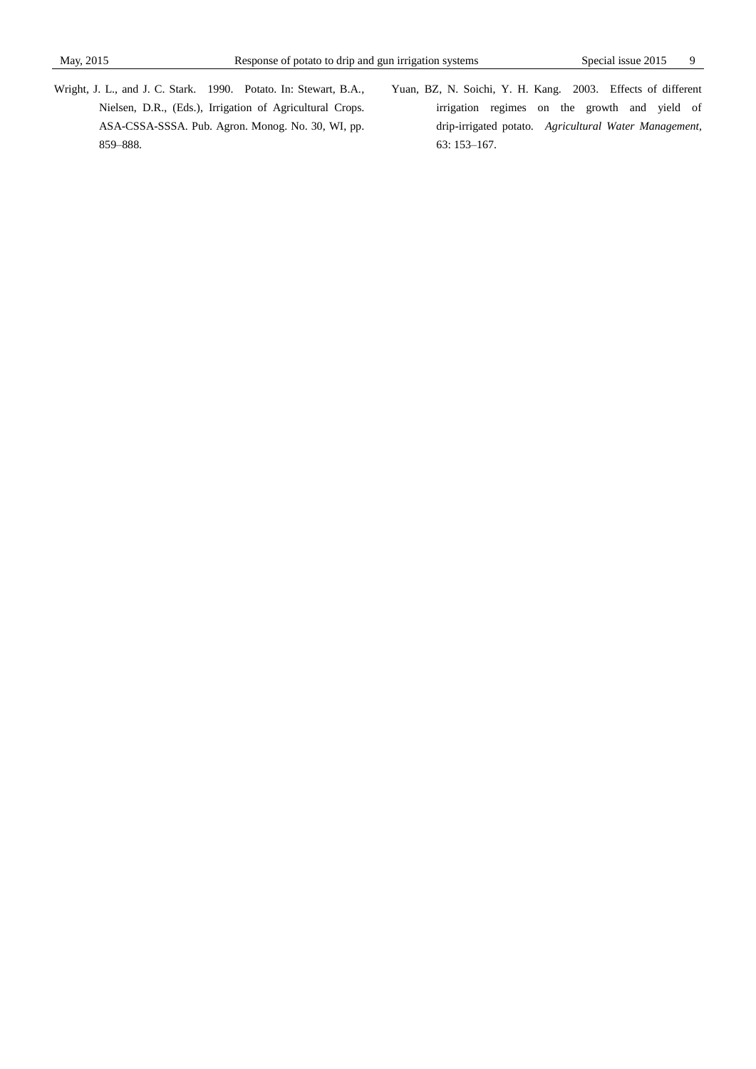Wright, J. L., and J. C. Stark. 1990. Potato. In: Stewart, B.A., Nielsen, D.R., (Eds.), Irrigation of Agricultural Crops. ASA-CSSA-SSSA. Pub. Agron. Monog. No. 30, WI, pp. 859–888.

Yuan, BZ, N. Soichi, Y. H. Kang. 2003. Effects of different irrigation regimes on the growth and yield of drip-irrigated potato. *Agricultural Water Management*, 63: 153–167.